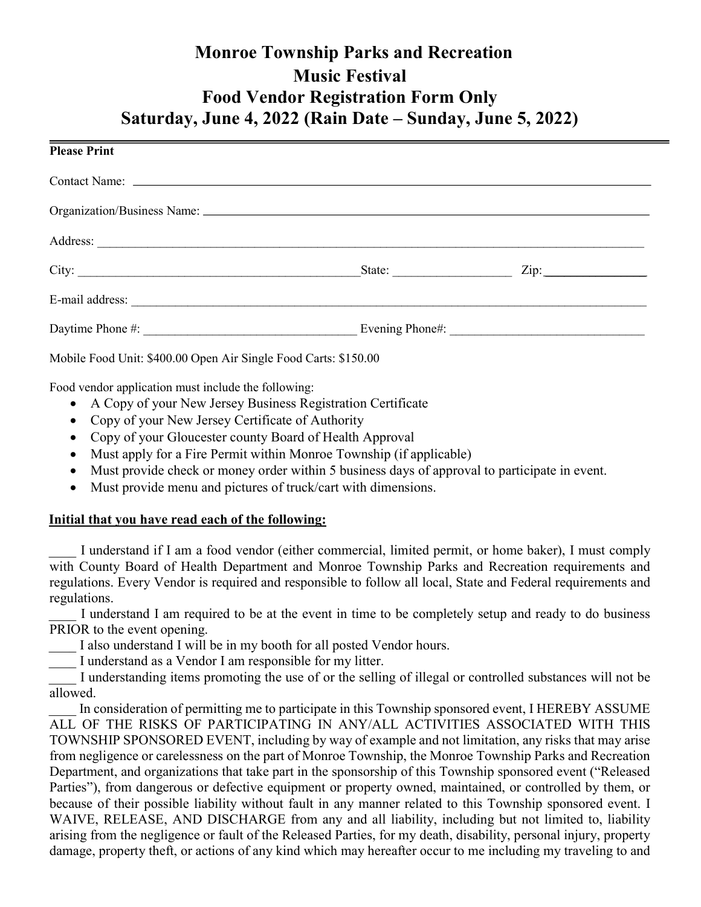# Monroe Township Parks and Recreation
# Music Festival
# Food Vendor Registration Form Only
# Saturday, June 4, 2022 (Rain Date – Sunday, June 5, 2022)

**Please Print**

Contact Name: ______________________________________________

Organization/Business Name: ______________________________________________

Address: ______________________________________________

City: ______________________________ State: ______________ Zip: ______________

E-mail address: ______________________________________________

Daytime Phone #: ______________________ Evening Phone#: ______________________

Mobile Food Unit: $400.00 Open Air Single Food Carts: $150.00

Food vendor application must include the following:

- A Copy of your New Jersey Business Registration Certificate
- Copy of your New Jersey Certificate of Authority
- Copy of your Gloucester county Board of Health Approval
- Must apply for a Fire Permit within Monroe Township (if applicable)
- Must provide check or money order within 5 business days of approval to participate in event.
- Must provide menu and pictures of truck/cart with dimensions.

**Initial that you have read each of the following:**

____ I understand if I am a food vendor (either commercial, limited permit, or home baker), I must comply with County Board of Health Department and Monroe Township Parks and Recreation requirements and regulations. Every Vendor is required and responsible to follow all local, State and Federal requirements and regulations.

____ I understand I am required to be at the event in time to be completely setup and ready to do business PRIOR to the event opening.

____ I also understand I will be in my booth for all posted Vendor hours.

____ I understand as a Vendor I am responsible for my litter.

____ I understanding items promoting the use of or the selling of illegal or controlled substances will not be allowed.

____ In consideration of permitting me to participate in this Township sponsored event, I HEREBY ASSUME ALL OF THE RISKS OF PARTICIPATING IN ANY/ALL ACTIVITIES ASSOCIATED WITH THIS TOWNSHIP SPONSORED EVENT, including by way of example and not limitation, any risks that may arise from negligence or carelessness on the part of Monroe Township, the Monroe Township Parks and Recreation Department, and organizations that take part in the sponsorship of this Township sponsored event ("Released Parties"), from dangerous or defective equipment or property owned, maintained, or controlled by them, or because of their possible liability without fault in any manner related to this Township sponsored event. I WAIVE, RELEASE, AND DISCHARGE from any and all liability, including but not limited to, liability arising from the negligence or fault of the Released Parties, for my death, disability, personal injury, property damage, property theft, or actions of any kind which may hereafter occur to me including my traveling to and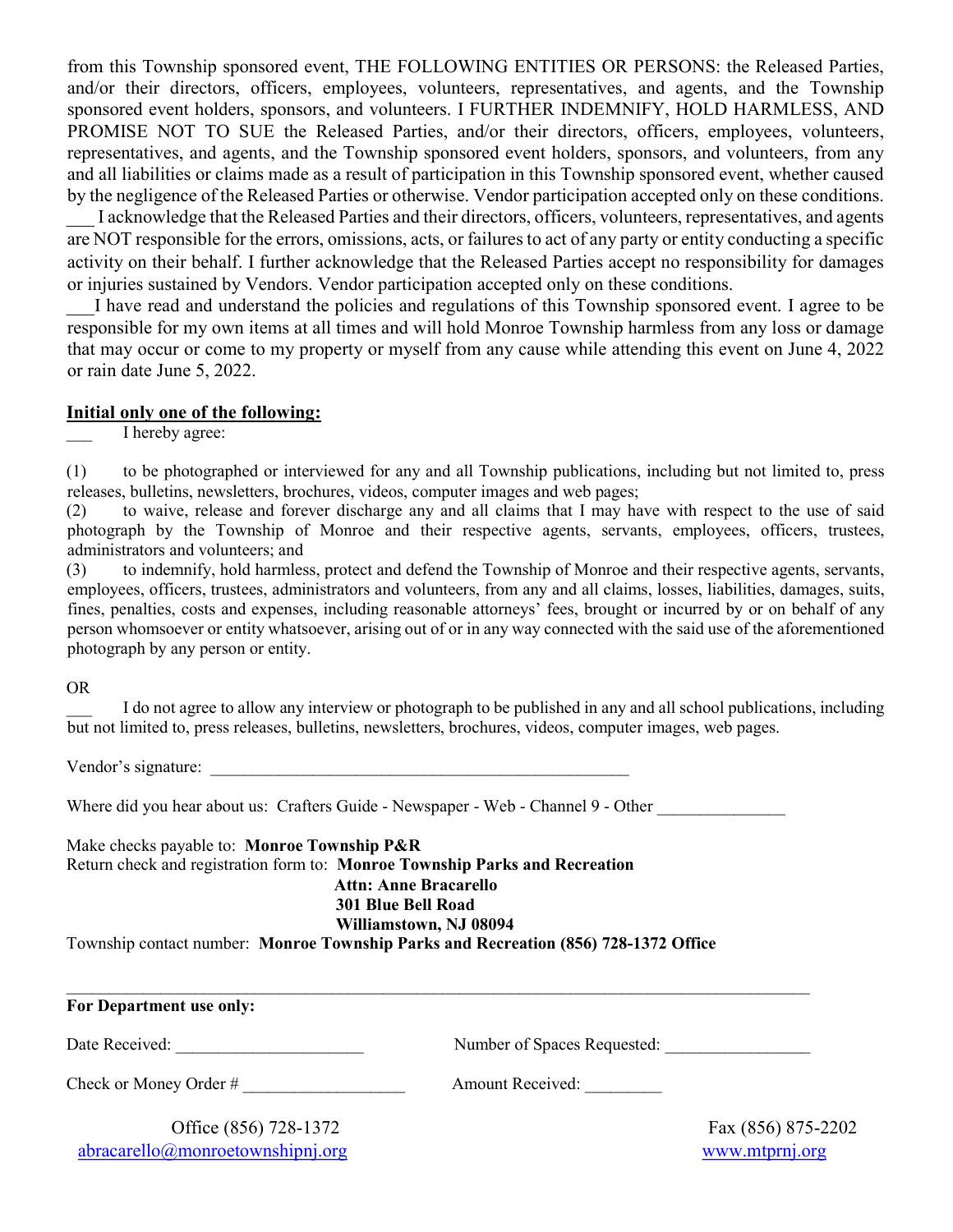from this Township sponsored event, THE FOLLOWING ENTITIES OR PERSONS: the Released Parties, and/or their directors, officers, employees, volunteers, representatives, and agents, and the Township sponsored event holders, sponsors, and volunteers. I FURTHER INDEMNIFY, HOLD HARMLESS, AND PROMISE NOT TO SUE the Released Parties, and/or their directors, officers, employees, volunteers, representatives, and agents, and the Township sponsored event holders, sponsors, and volunteers, from any and all liabilities or claims made as a result of participation in this Township sponsored event, whether caused by the negligence of the Released Parties or otherwise. Vendor participation accepted only on these conditions.

___ I acknowledge that the Released Parties and their directors, officers, volunteers, representatives, and agents are NOT responsible for the errors, omissions, acts, or failures to act of any party or entity conducting a specific activity on their behalf. I further acknowledge that the Released Parties accept no responsibility for damages or injuries sustained by Vendors. Vendor participation accepted only on these conditions.

___I have read and understand the policies and regulations of this Township sponsored event. I agree to be responsible for my own items at all times and will hold Monroe Township harmless from any loss or damage that may occur or come to my property or myself from any cause while attending this event on June 4, 2022 or rain date June 5, 2022.

**<u>Initial only one of the following:</u>**

___ I hereby agree:

(1) to be photographed or interviewed for any and all Township publications, including but not limited to, press releases, bulletins, newsletters, brochures, videos, computer images and web pages;

(2) to waive, release and forever discharge any and all claims that I may have with respect to the use of said photograph by the Township of Monroe and their respective agents, servants, employees, officers, trustees, administrators and volunteers; and

(3) to indemnify, hold harmless, protect and defend the Township of Monroe and their respective agents, servants, employees, officers, trustees, administrators and volunteers, from any and all claims, losses, liabilities, damages, suits, fines, penalties, costs and expenses, including reasonable attorneys' fees, brought or incurred by or on behalf of any person whomsoever or entity whatsoever, arising out of or in any way connected with the said use of the aforementioned photograph by any person or entity.

OR

___ I do not agree to allow any interview or photograph to be published in any and all school publications, including but not limited to, press releases, bulletins, newsletters, brochures, videos, computer images, web pages.

Vendor's signature: ___________________________________________________

Where did you hear about us: Crafters Guide - Newspaper - Web - Channel 9 - Other _______________

Make checks payable to: **Monroe Township P&R**
Return check and registration form to: **Monroe Township Parks and Recreation**
**Attn: Anne Bracarello**
**301 Blue Bell Road**
**Williamstown, NJ 08094**
Township contact number: **Monroe Township Parks and Recreation (856) 728-1372 Office**

---

**For Department use only:**

Date Received: ______________________ Number of Spaces Requested: _________________

Check or Money Order # ___________________ Amount Received: _________

Office (856) 728-1372 Fax (856) 875-2202
abracarello@monroetownshipnj.org www.mtprnj.org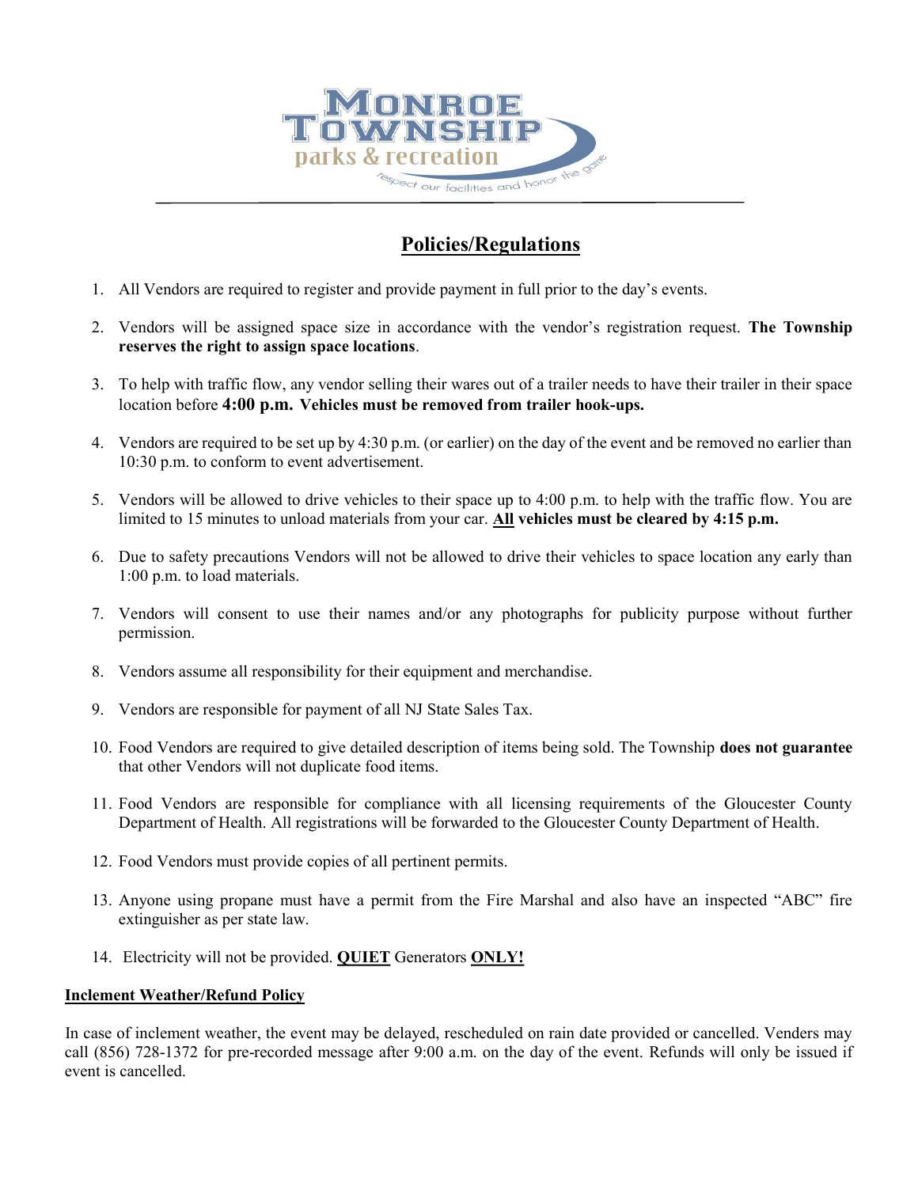MONROE TOWNSHIP
parks & recreation
respect our facilities and honor the game

## Policies/Regulations

1. All Vendors are required to register and provide payment in full prior to the day's events.

2. Vendors will be assigned space size in accordance with the vendor's registration request. **The Township reserves the right to assign space locations**.

3. To help with traffic flow, any vendor selling their wares out of a trailer needs to have their trailer in their space location before **4:00 p.m. Vehicles must be removed from trailer hook-ups.**

4. Vendors are required to be set up by 4:30 p.m. (or earlier) on the day of the event and be removed no earlier than 10:30 p.m. to conform to event advertisement.

5. Vendors will be allowed to drive vehicles to their space up to 4:00 p.m. to help with the traffic flow. You are limited to 15 minutes to unload materials from your car. **<u>All</u> vehicles must be cleared by 4:15 p.m.**

6. Due to safety precautions Vendors will not be allowed to drive their vehicles to space location any early than 1:00 p.m. to load materials.

7. Vendors will consent to use their names and/or any photographs for publicity purpose without further permission.

8. Vendors assume all responsibility for their equipment and merchandise.

9. Vendors are responsible for payment of all NJ State Sales Tax.

10. Food Vendors are required to give detailed description of items being sold. The Township **does not guarantee** that other Vendors will not duplicate food items.

11. Food Vendors are responsible for compliance with all licensing requirements of the Gloucester County Department of Health. All registrations will be forwarded to the Gloucester County Department of Health.

12. Food Vendors must provide copies of all pertinent permits.

13. Anyone using propane must have a permit from the Fire Marshal and also have an inspected "ABC" fire extinguisher as per state law.

14. Electricity will not be provided. **<u>QUIET</u>** Generators **<u>ONLY!</u>**

**<u>Inclement Weather/Refund Policy</u>**

In case of inclement weather, the event may be delayed, rescheduled on rain date provided or cancelled. Venders may call (856) 728-1372 for pre-recorded message after 9:00 a.m. on the day of the event. Refunds will only be issued if event is cancelled.